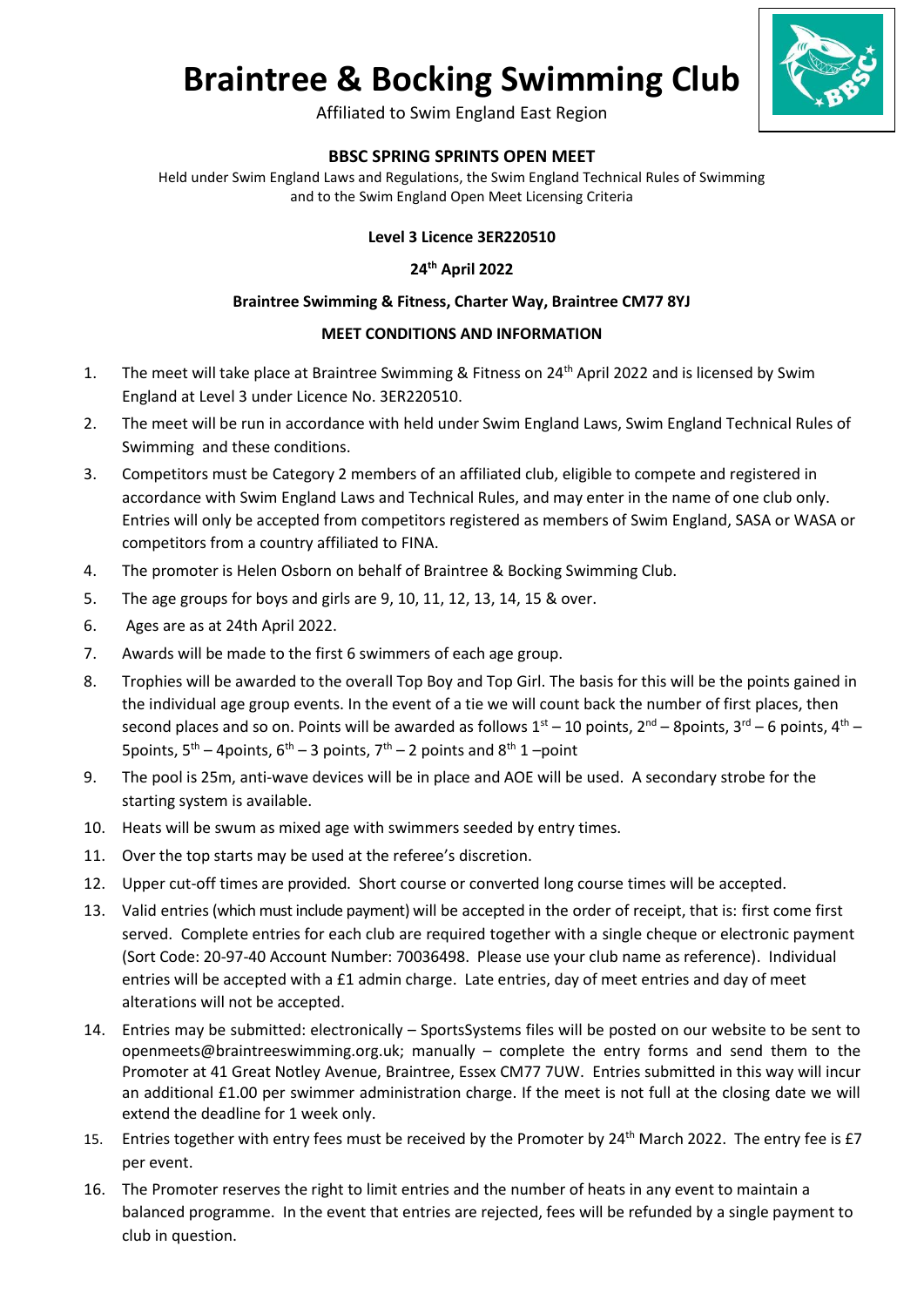# Braintree & Bocking Swimming Club

Affiliated to Swim England East Region

### BBSC SPRING SPRINTS OPEN MEET

Held under Swim England Laws and Regulations, the Swim England Technical Rules of Swimming and to the Swim England Open Meet Licensing Criteria

**Level 3 Licence 3ER220510**

**24th April 2022**

**Braintree Swimming & Fitness, Charter Way, Braintree CM77 8YJ**

**MEET CONDITIONS AND INFORMATION**

1. The meet will take place at Braintree Swimming & Fitness on 24th April 2022 and is licensed by Swim England at Level 3 under Licence No. 3ER220510.
2. The meet will be run in accordance with held under Swim England Laws, Swim England Technical Rules of Swimming and these conditions.
3. Competitors must be Category 2 members of an affiliated club, eligible to compete and registered in accordance with Swim England Laws and Technical Rules, and may enter in the name of one club only. Entries will only be accepted from competitors registered as members of Swim England, SASA or WASA or competitors from a country affiliated to FINA.
4. The promoter is Helen Osborn on behalf of Braintree & Bocking Swimming Club.
5. The age groups for boys and girls are 9, 10, 11, 12, 13, 14, 15 & over.
6. Ages are as at 24th April 2022.
7. Awards will be made to the first 6 swimmers of each age group.
8. Trophies will be awarded to the overall Top Boy and Top Girl. The basis for this will be the points gained in the individual age group events. In the event of a tie we will count back the number of first places, then second places and so on. Points will be awarded as follows 1st – 10 points, 2nd – 8points, 3rd – 6 points, 4th – 5points, 5th – 4points, 6th – 3 points, 7th – 2 points and 8th 1 –point
9. The pool is 25m, anti-wave devices will be in place and AOE will be used. A secondary strobe for the starting system is available.
10. Heats will be swum as mixed age with swimmers seeded by entry times.
11. Over the top starts may be used at the referee's discretion.
12. Upper cut-off times are provided. Short course or converted long course times will be accepted.
13. Valid entries (which must include payment) will be accepted in the order of receipt, that is: first come first served. Complete entries for each club are required together with a single cheque or electronic payment (Sort Code: 20-97-40 Account Number: 70036498. Please use your club name as reference). Individual entries will be accepted with a £1 admin charge. Late entries, day of meet entries and day of meet alterations will not be accepted.
14. Entries may be submitted: electronically – SportsSystems files will be posted on our website to be sent to openmeets@braintreeswimming.org.uk; manually – complete the entry forms and send them to the Promoter at 41 Great Notley Avenue, Braintree, Essex CM77 7UW. Entries submitted in this way will incur an additional £1.00 per swimmer administration charge. If the meet is not full at the closing date we will extend the deadline for 1 week only.
15. Entries together with entry fees must be received by the Promoter by 24th March 2022. The entry fee is £7 per event.
16. The Promoter reserves the right to limit entries and the number of heats in any event to maintain a balanced programme. In the event that entries are rejected, fees will be refunded by a single payment to club in question.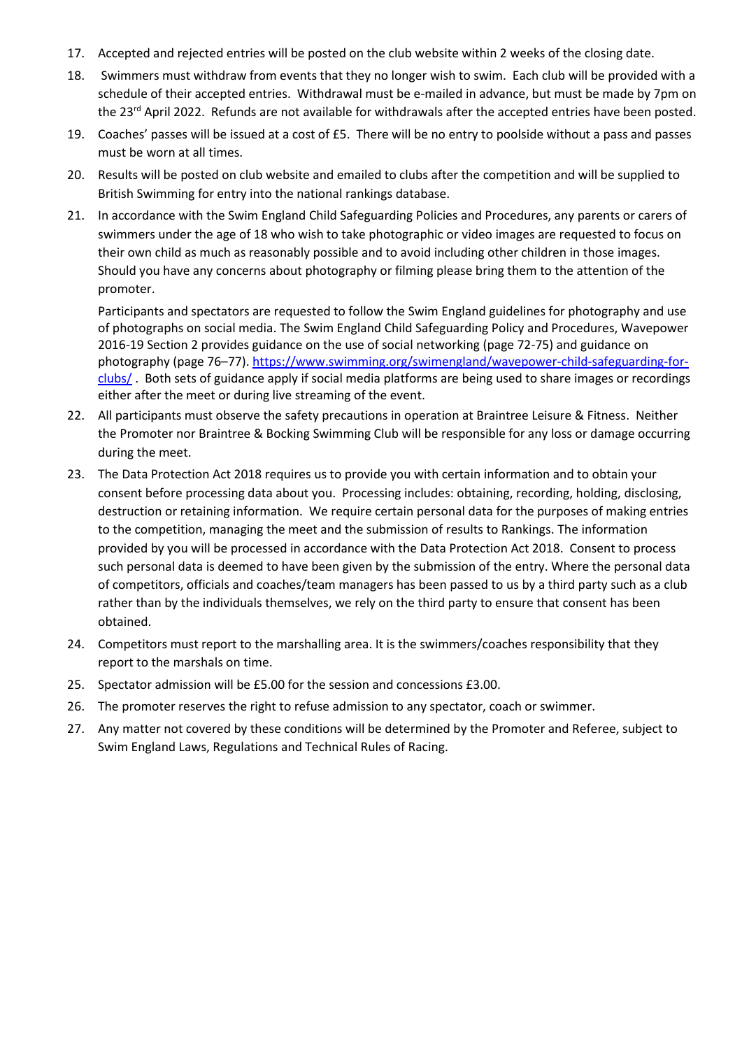17. Accepted and rejected entries will be posted on the club website within 2 weeks of the closing date.
18. Swimmers must withdraw from events that they no longer wish to swim. Each club will be provided with a schedule of their accepted entries. Withdrawal must be e-mailed in advance, but must be made by 7pm on the 23rd April 2022. Refunds are not available for withdrawals after the accepted entries have been posted.
19. Coaches' passes will be issued at a cost of £5. There will be no entry to poolside without a pass and passes must be worn at all times.
20. Results will be posted on club website and emailed to clubs after the competition and will be supplied to British Swimming for entry into the national rankings database.
21. In accordance with the Swim England Child Safeguarding Policies and Procedures, any parents or carers of swimmers under the age of 18 who wish to take photographic or video images are requested to focus on their own child as much as reasonably possible and to avoid including other children in those images. Should you have any concerns about photography or filming please bring them to the attention of the promoter.

    Participants and spectators are requested to follow the Swim England guidelines for photography and use of photographs on social media. The Swim England Child Safeguarding Policy and Procedures, Wavepower 2016-19 Section 2 provides guidance on the use of social networking (page 72-75) and guidance on photography (page 76–77). [https://www.swimming.org/swimengland/wavepower-child-safeguarding-for-clubs/](https://www.swimming.org/swimengland/wavepower-child-safeguarding-for-clubs/) . Both sets of guidance apply if social media platforms are being used to share images or recordings either after the meet or during live streaming of the event.
22. All participants must observe the safety precautions in operation at Braintree Leisure & Fitness. Neither the Promoter nor Braintree & Bocking Swimming Club will be responsible for any loss or damage occurring during the meet.
23. The Data Protection Act 2018 requires us to provide you with certain information and to obtain your consent before processing data about you. Processing includes: obtaining, recording, holding, disclosing, destruction or retaining information. We require certain personal data for the purposes of making entries to the competition, managing the meet and the submission of results to Rankings. The information provided by you will be processed in accordance with the Data Protection Act 2018. Consent to process such personal data is deemed to have been given by the submission of the entry. Where the personal data of competitors, officials and coaches/team managers has been passed to us by a third party such as a club rather than by the individuals themselves, we rely on the third party to ensure that consent has been obtained.
24. Competitors must report to the marshalling area. It is the swimmers/coaches responsibility that they report to the marshals on time.
25. Spectator admission will be £5.00 for the session and concessions £3.00.
26. The promoter reserves the right to refuse admission to any spectator, coach or swimmer.
27. Any matter not covered by these conditions will be determined by the Promoter and Referee, subject to Swim England Laws, Regulations and Technical Rules of Racing.